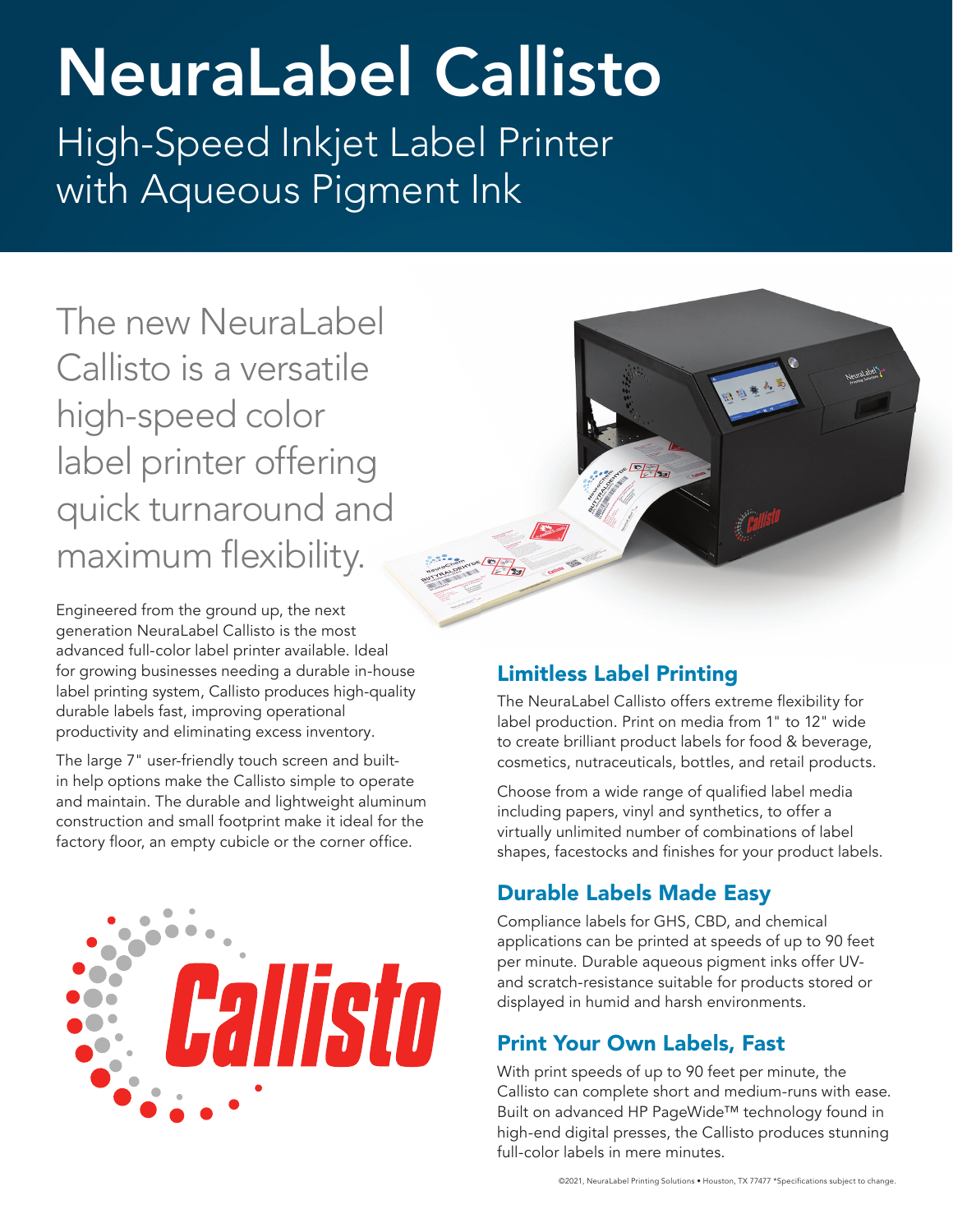# NeuraLabel Callisto

## High-Speed Inkjet Label Printer with Aqueous Pigment Ink

The new NeuraLabel Callisto is a versatile high-speed color label printer offering quick turnaround and maximum flexibility.

Engineered from the ground up, the next generation NeuraLabel Callisto is the most advanced full-color label printer available. Ideal for growing businesses needing a durable in-house label printing system, Callisto produces high-quality durable labels fast, improving operational productivity and eliminating excess inventory.

The large 7" user-friendly touch screen and built-in help options make the Callisto simple to operate and maintain. The durable and lightweight aluminum construction and small footprint make it ideal for the factory floor, an empty cubicle or the corner office.

### Limitless Label Printing

The NeuraLabel Callisto offers extreme flexibility for label production. Print on media from 1" to 12" wide to create brilliant product labels for food & beverage, cosmetics, nutraceuticals, bottles, and retail products.

Choose from a wide range of qualified label media including papers, vinyl and synthetics, to offer a virtually unlimited number of combinations of label shapes, facestocks and finishes for your product labels.

### Durable Labels Made Easy

Compliance labels for GHS, CBD, and chemical applications can be printed at speeds of up to 90 feet per minute. Durable aqueous pigment inks offer UV- and scratch-resistance suitable for products stored or displayed in humid and harsh environments.

### Print Your Own Labels, Fast

With print speeds of up to 90 feet per minute, the Callisto can complete short and medium-runs with ease. Built on advanced HP PageWide™ technology found in high-end digital presses, the Callisto produces stunning full-color labels in mere minutes.

©2021, NeuraLabel Printing Solutions • Houston, TX 77477 *Specifications subject to change.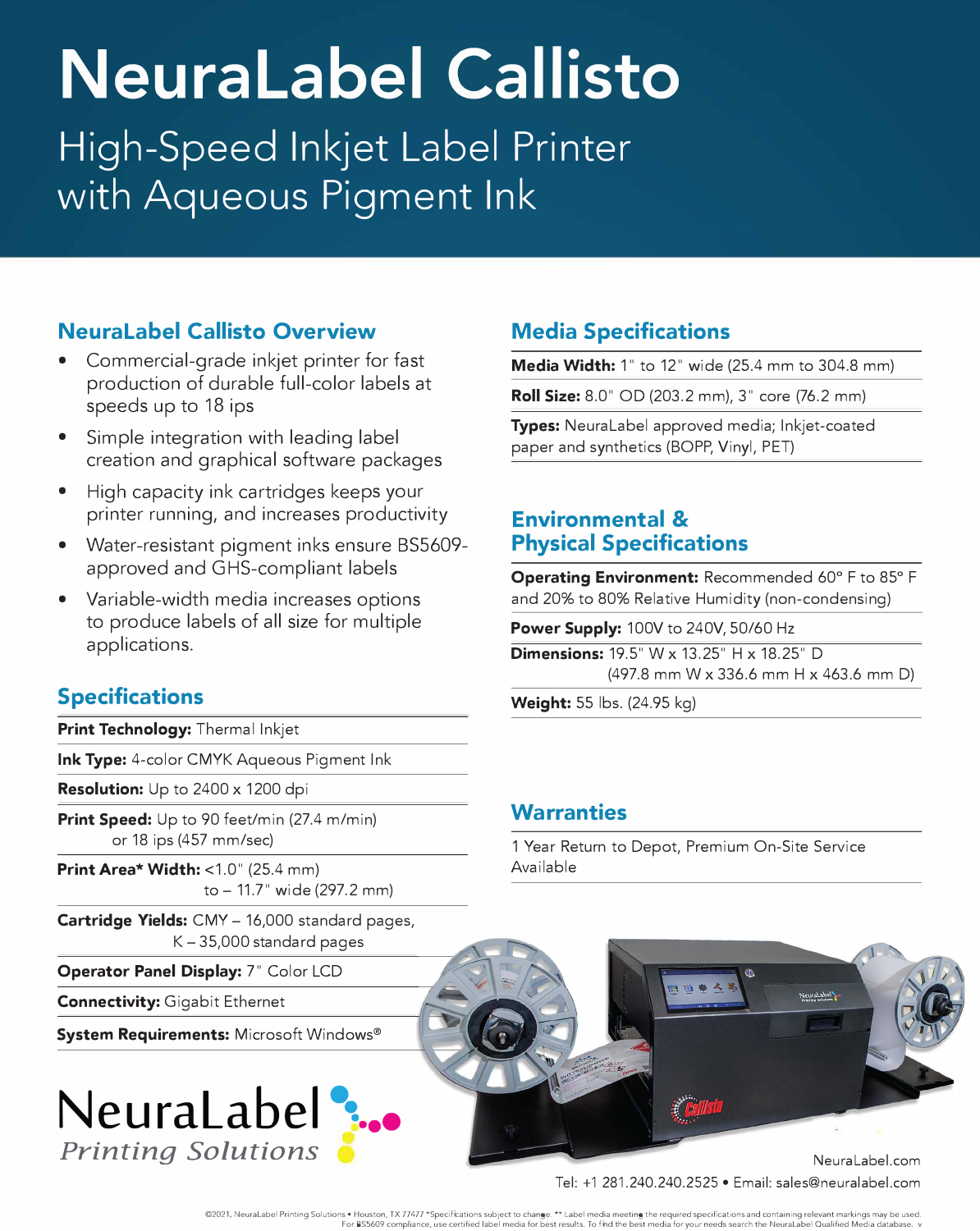# NeuraLabel Callisto

## High-Speed Inkjet Label Printer with Aqueous Pigment Ink

## NeuraLabel Callisto Overview

- Commercial-grade inkjet printer for fast production of durable full-color labels at speeds up to 18 ips
- Simple integration with leading label creation and graphical software packages
- High capacity ink cartridges keeps your printer running, and increases productivity
- Water-resistant pigment inks ensure BS5609-approved and GHS-compliant labels
- Variable-width media increases options to produce labels of all size for multiple applications.

## Specifications

**Print Technology:** Thermal Inkjet

**Ink Type:** 4-color CMYK Aqueous Pigment Ink

**Resolution:** Up to 2400 x 1200 dpi

**Print Speed:** Up to 90 feet/min (27.4 m/min) or 18 ips (457 mm/sec)

**Print Area* Width:** <1.0" (25.4 mm) to – 11.7" wide (297.2 mm)

**Cartridge Yields:** CMY – 16,000 standard pages, K – 35,000 standard pages

**Operator Panel Display:** 7" Color LCD

**Connectivity:** Gigabit Ethernet

**System Requirements:** Microsoft Windows®

## Media Specifications

**Media Width:** 1" to 12" wide (25.4 mm to 304.8 mm)

**Roll Size:** 8.0" OD (203.2 mm), 3" core (76.2 mm)

**Types:** NeuraLabel approved media; Inkjet-coated paper and synthetics (BOPP, Vinyl, PET)

## Environmental & Physical Specifications

**Operating Environment:** Recommended 60° F to 85° F and 20% to 80% Relative Humidity (non-condensing)

**Power Supply:** 100V to 240V, 50/60 Hz

**Dimensions:** 19.5" W x 13.25" H x 18.25" D (497.8 mm W x 336.6 mm H x 463.6 mm D)

**Weight:** 55 lbs. (24.95 kg)

## Warranties

1 Year Return to Depot, Premium On-Site Service Available

NeuraLabel Printing Solutions

NeuraLabel.com

Tel: +1 281.240.240.2525 • Email: sales@neuralabel.com

©2021, NeuraLabel Printing Solutions • Houston, TX 77477 *Specifications subject to change. ** Label media meeting the required specifications and containing relevant markings may be used. For BS5609 compliance, use certified label media for best results. To find the best media for your needs search the NeuraLabel Qualified Media database. v